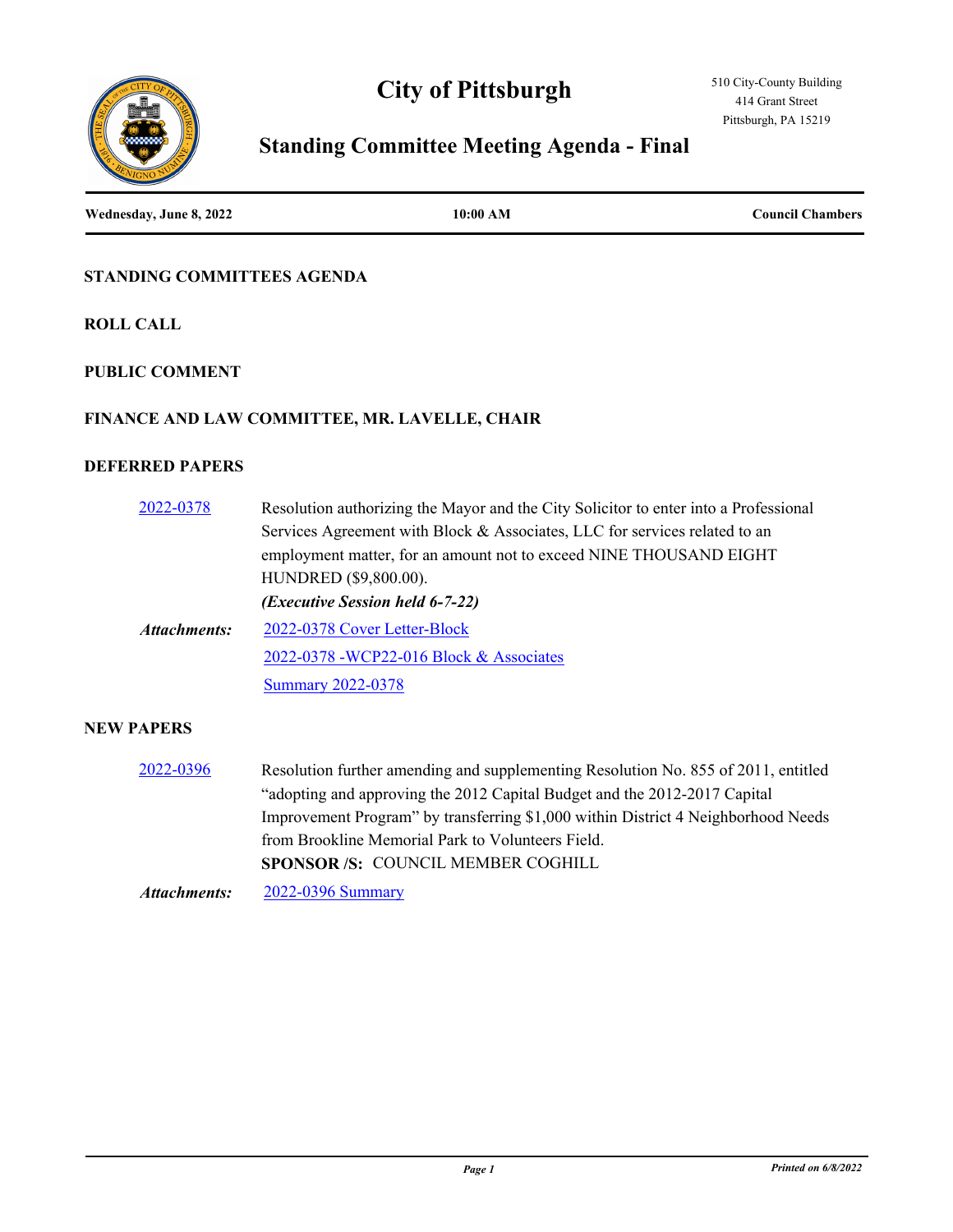# City of Pittsburgh

510 City-County Building
414 Grant Street
Pittsburgh, PA 15219

## Standing Committee Meeting Agenda - Final

**Wednesday, June 8, 2022** | **10:00 AM** | **Council Chambers**

### STANDING COMMITTEES AGENDA

### ROLL CALL

### PUBLIC COMMENT

### FINANCE AND LAW COMMITTEE, MR. LAVELLE, CHAIR

### DEFERRED PAPERS

2022-0378 — Resolution authorizing the Mayor and the City Solicitor to enter into a Professional Services Agreement with Block & Associates, LLC for services related to an employment matter, for an amount not to exceed NINE THOUSAND EIGHT HUNDRED ($9,800.00).

***(Executive Session held 6-7-22)***

*Attachments:* 2022-0378 Cover Letter-Block
2022-0378 -WCP22-016 Block & Associates
Summary 2022-0378

### NEW PAPERS

2022-0396 — Resolution further amending and supplementing Resolution No. 855 of 2011, entitled "adopting and approving the 2012 Capital Budget and the 2012-2017 Capital Improvement Program" by transferring $1,000 within District 4 Neighborhood Needs from Brookline Memorial Park to Volunteers Field.

**SPONSOR /S:** COUNCIL MEMBER COGHILL

*Attachments:* 2022-0396 Summary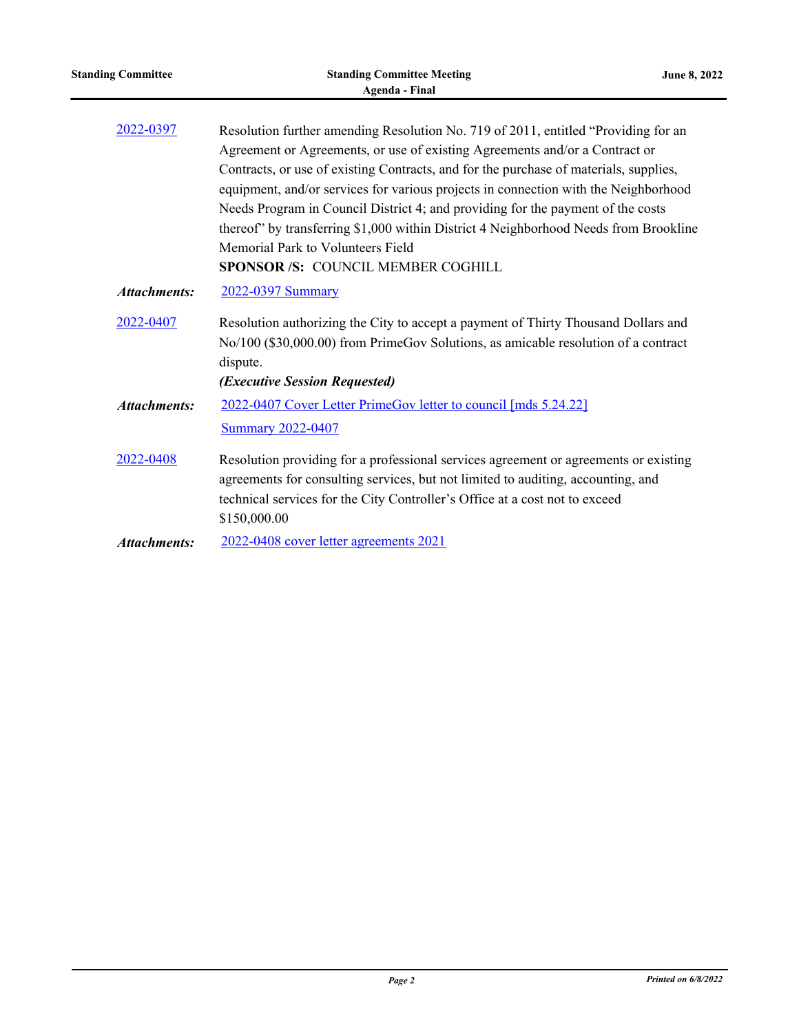[2022-0397](2022-0397)

Resolution further amending Resolution No. 719 of 2011, entitled "Providing for an Agreement or Agreements, or use of existing Agreements and/or a Contract or Contracts, or use of existing Contracts, and for the purchase of materials, supplies, equipment, and/or services for various projects in connection with the Neighborhood Needs Program in Council District 4; and providing for the payment of the costs thereof" by transferring $1,000 within District 4 Neighborhood Needs from Brookline Memorial Park to Volunteers Field

**SPONSOR /S:** COUNCIL MEMBER COGHILL

***Attachments:*** 2022-0397 Summary

2022-0407

Resolution authorizing the City to accept a payment of Thirty Thousand Dollars and No/100 ($30,000.00) from PrimeGov Solutions, as amicable resolution of a contract dispute.

***(Executive Session Requested)***

***Attachments:*** 2022-0407 Cover Letter PrimeGov letter to council [mds 5.24.22]

Summary 2022-0407

2022-0408

Resolution providing for a professional services agreement or agreements or existing agreements for consulting services, but not limited to auditing, accounting, and technical services for the City Controller's Office at a cost not to exceed $150,000.00

***Attachments:*** 2022-0408 cover letter agreements 2021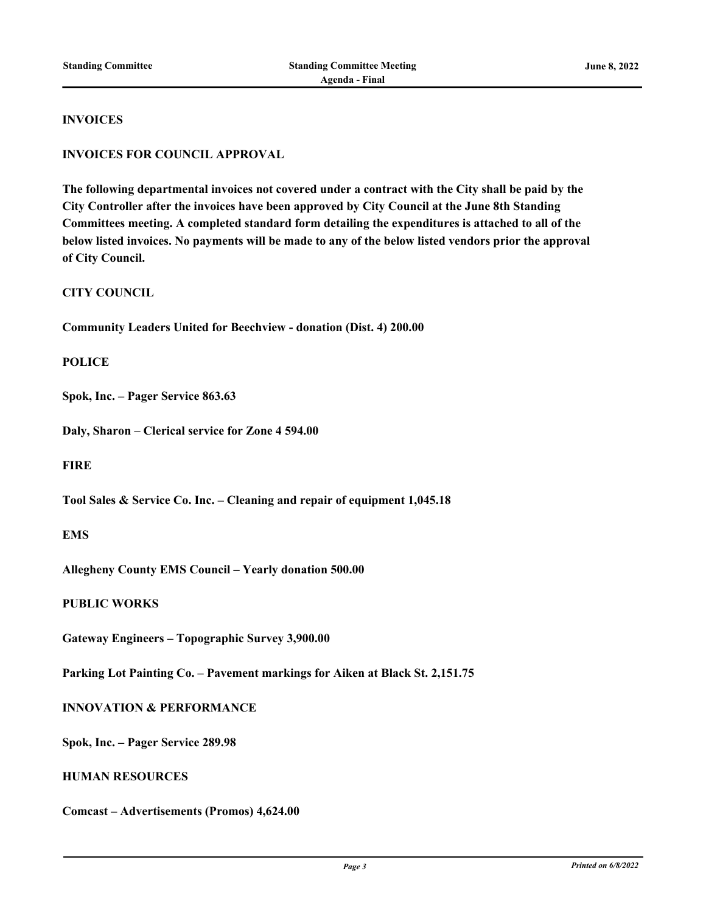**INVOICES**

**INVOICES FOR COUNCIL APPROVAL**

**The following departmental invoices not covered under a contract with the City shall be paid by the City Controller after the invoices have been approved by City Council at the June 8th Standing Committees meeting. A completed standard form detailing the expenditures is attached to all of the below listed invoices. No payments will be made to any of the below listed vendors prior the approval of City Council.**

**CITY COUNCIL**

**Community Leaders United for Beechview - donation (Dist. 4) 200.00**

**POLICE**

**Spok, Inc. – Pager Service 863.63**

**Daly, Sharon – Clerical service for Zone 4 594.00**

**FIRE**

**Tool Sales & Service Co. Inc. – Cleaning and repair of equipment 1,045.18**

**EMS**

**Allegheny County EMS Council – Yearly donation 500.00**

**PUBLIC WORKS**

**Gateway Engineers – Topographic Survey 3,900.00**

**Parking Lot Painting Co. – Pavement markings for Aiken at Black St. 2,151.75**

**INNOVATION & PERFORMANCE**

**Spok, Inc. – Pager Service 289.98**

**HUMAN RESOURCES**

**Comcast – Advertisements (Promos) 4,624.00**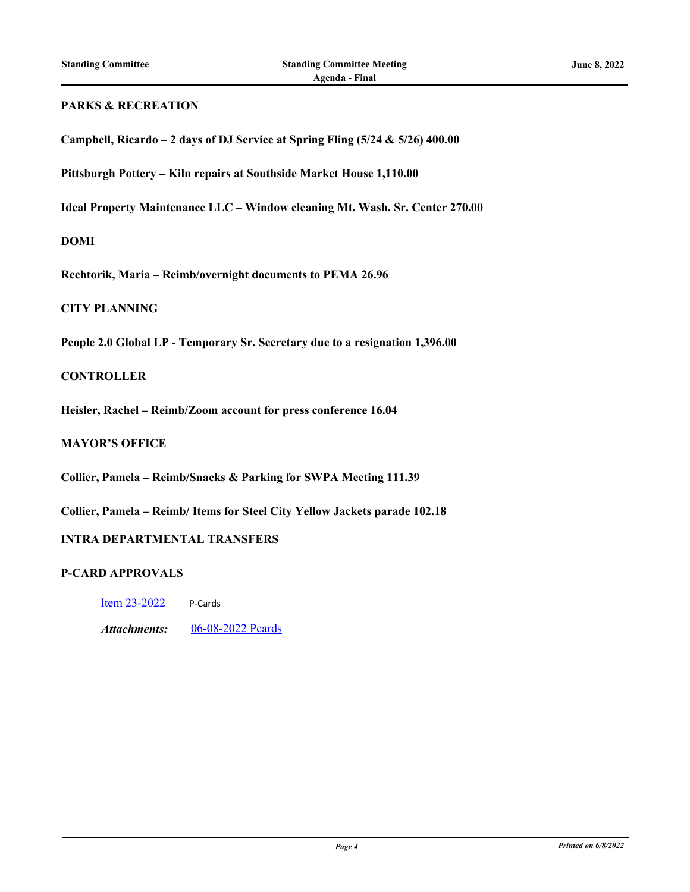**PARKS & RECREATION**

**Campbell, Ricardo – 2 days of DJ Service at Spring Fling (5/24 & 5/26) 400.00**

**Pittsburgh Pottery – Kiln repairs at Southside Market House 1,110.00**

**Ideal Property Maintenance LLC – Window cleaning Mt. Wash. Sr. Center 270.00**

**DOMI**

**Rechtorik, Maria – Reimb/overnight documents to PEMA 26.96**

**CITY PLANNING**

**People 2.0 Global LP - Temporary Sr. Secretary due to a resignation 1,396.00**

**CONTROLLER**

**Heisler, Rachel – Reimb/Zoom account for press conference 16.04**

**MAYOR'S OFFICE**

**Collier, Pamela – Reimb/Snacks & Parking for SWPA Meeting 111.39**

**Collier, Pamela – Reimb/ Items for Steel City Yellow Jackets parade 102.18**

**INTRA DEPARTMENTAL TRANSFERS**

**P-CARD APPROVALS**

Item 23-2022 P-Cards

*Attachments:* 06-08-2022 Pcards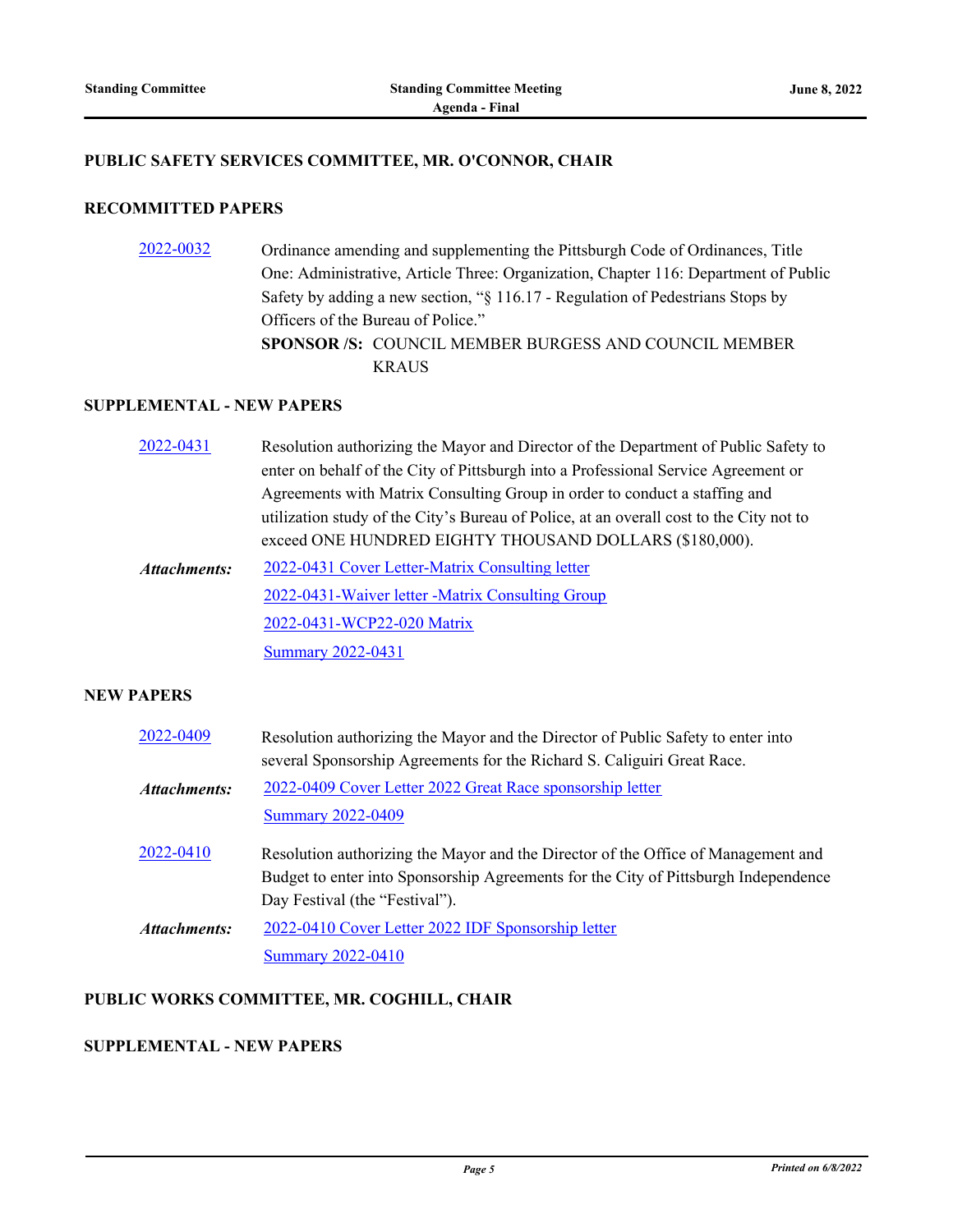## PUBLIC SAFETY SERVICES COMMITTEE, MR. O'CONNOR, CHAIR

### RECOMMITTED PAPERS

2022-0032 Ordinance amending and supplementing the Pittsburgh Code of Ordinances, Title One: Administrative, Article Three: Organization, Chapter 116: Department of Public Safety by adding a new section, "§ 116.17 - Regulation of Pedestrians Stops by Officers of the Bureau of Police."

**SPONSOR /S:** COUNCIL MEMBER BURGESS AND COUNCIL MEMBER KRAUS

### SUPPLEMENTAL - NEW PAPERS

2022-0431 Resolution authorizing the Mayor and Director of the Department of Public Safety to enter on behalf of the City of Pittsburgh into a Professional Service Agreement or Agreements with Matrix Consulting Group in order to conduct a staffing and utilization study of the City's Bureau of Police, at an overall cost to the City not to exceed ONE HUNDRED EIGHTY THOUSAND DOLLARS ($180,000).

***Attachments:***
- 2022-0431 Cover Letter-Matrix Consulting letter
- 2022-0431-Waiver letter -Matrix Consulting Group
- 2022-0431-WCP22-020 Matrix
- Summary 2022-0431

### NEW PAPERS

2022-0409 Resolution authorizing the Mayor and the Director of Public Safety to enter into several Sponsorship Agreements for the Richard S. Caliguiri Great Race.

***Attachments:***
- 2022-0409 Cover Letter 2022 Great Race sponsorship letter
- Summary 2022-0409

2022-0410 Resolution authorizing the Mayor and the Director of the Office of Management and Budget to enter into Sponsorship Agreements for the City of Pittsburgh Independence Day Festival (the "Festival").

***Attachments:***
- 2022-0410 Cover Letter 2022 IDF Sponsorship letter
- Summary 2022-0410

## PUBLIC WORKS COMMITTEE, MR. COGHILL, CHAIR

### SUPPLEMENTAL - NEW PAPERS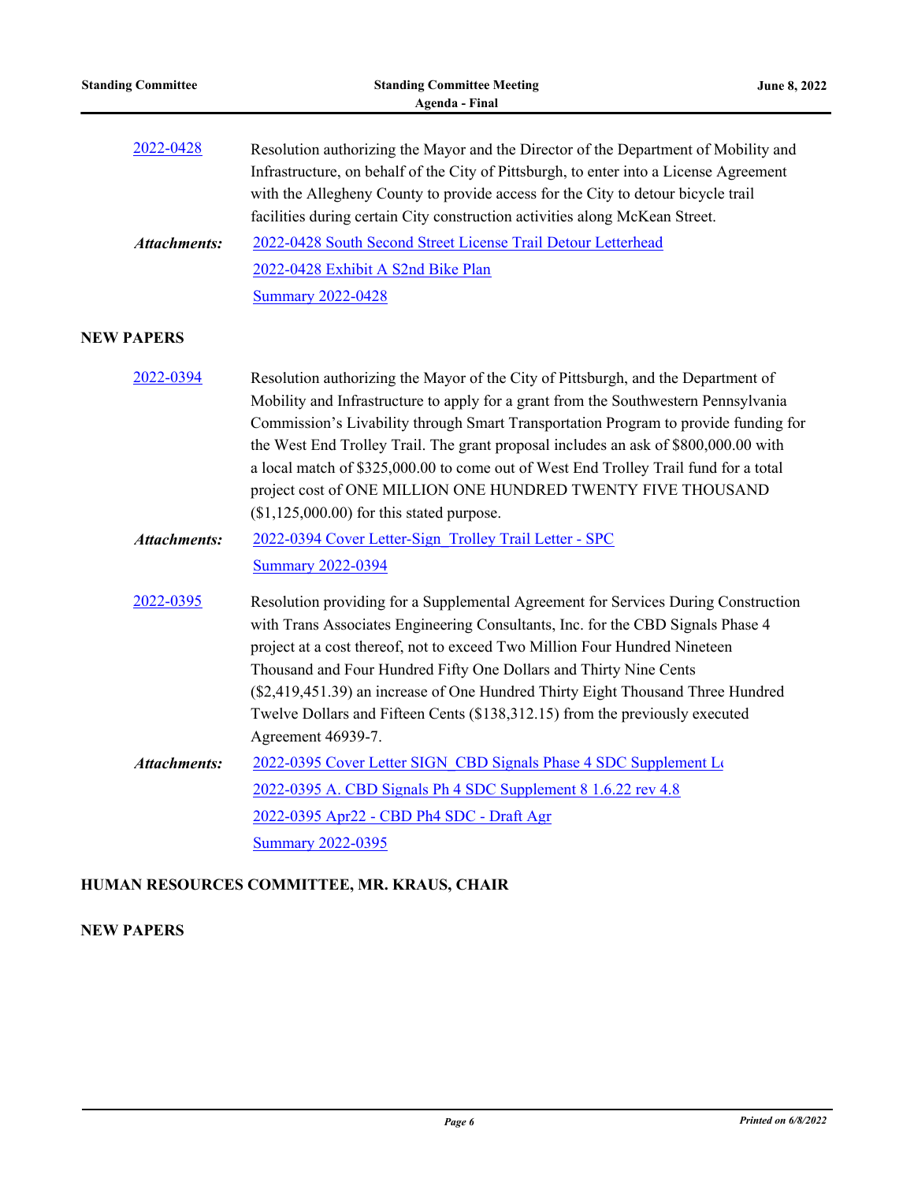2022-0428 Resolution authorizing the Mayor and the Director of the Department of Mobility and Infrastructure, on behalf of the City of Pittsburgh, to enter into a License Agreement with the Allegheny County to provide access for the City to detour bicycle trail facilities during certain City construction activities along McKean Street.

*Attachments:*
2022-0428 South Second Street License Trail Detour Letterhead
2022-0428 Exhibit A S2nd Bike Plan
Summary 2022-0428

**NEW PAPERS**

2022-0394 Resolution authorizing the Mayor of the City of Pittsburgh, and the Department of Mobility and Infrastructure to apply for a grant from the Southwestern Pennsylvania Commission's Livability through Smart Transportation Program to provide funding for the West End Trolley Trail. The grant proposal includes an ask of $800,000.00 with a local match of $325,000.00 to come out of West End Trolley Trail fund for a total project cost of ONE MILLION ONE HUNDRED TWENTY FIVE THOUSAND ($1,125,000.00) for this stated purpose.

*Attachments:*
2022-0394 Cover Letter-Sign_Trolley Trail Letter - SPC
Summary 2022-0394

2022-0395 Resolution providing for a Supplemental Agreement for Services During Construction with Trans Associates Engineering Consultants, Inc. for the CBD Signals Phase 4 project at a cost thereof, not to exceed Two Million Four Hundred Nineteen Thousand and Four Hundred Fifty One Dollars and Thirty Nine Cents ($2,419,451.39) an increase of One Hundred Thirty Eight Thousand Three Hundred Twelve Dollars and Fifteen Cents ($138,312.15) from the previously executed Agreement 46939-7.

*Attachments:*
2022-0395 Cover Letter SIGN_CBD Signals Phase 4 SDC Supplement Lo
2022-0395 A. CBD Signals Ph 4 SDC Supplement 8 1.6.22 rev 4.8
2022-0395 Apr22 - CBD Ph4 SDC - Draft Agr
Summary 2022-0395

**HUMAN RESOURCES COMMITTEE, MR. KRAUS, CHAIR**

**NEW PAPERS**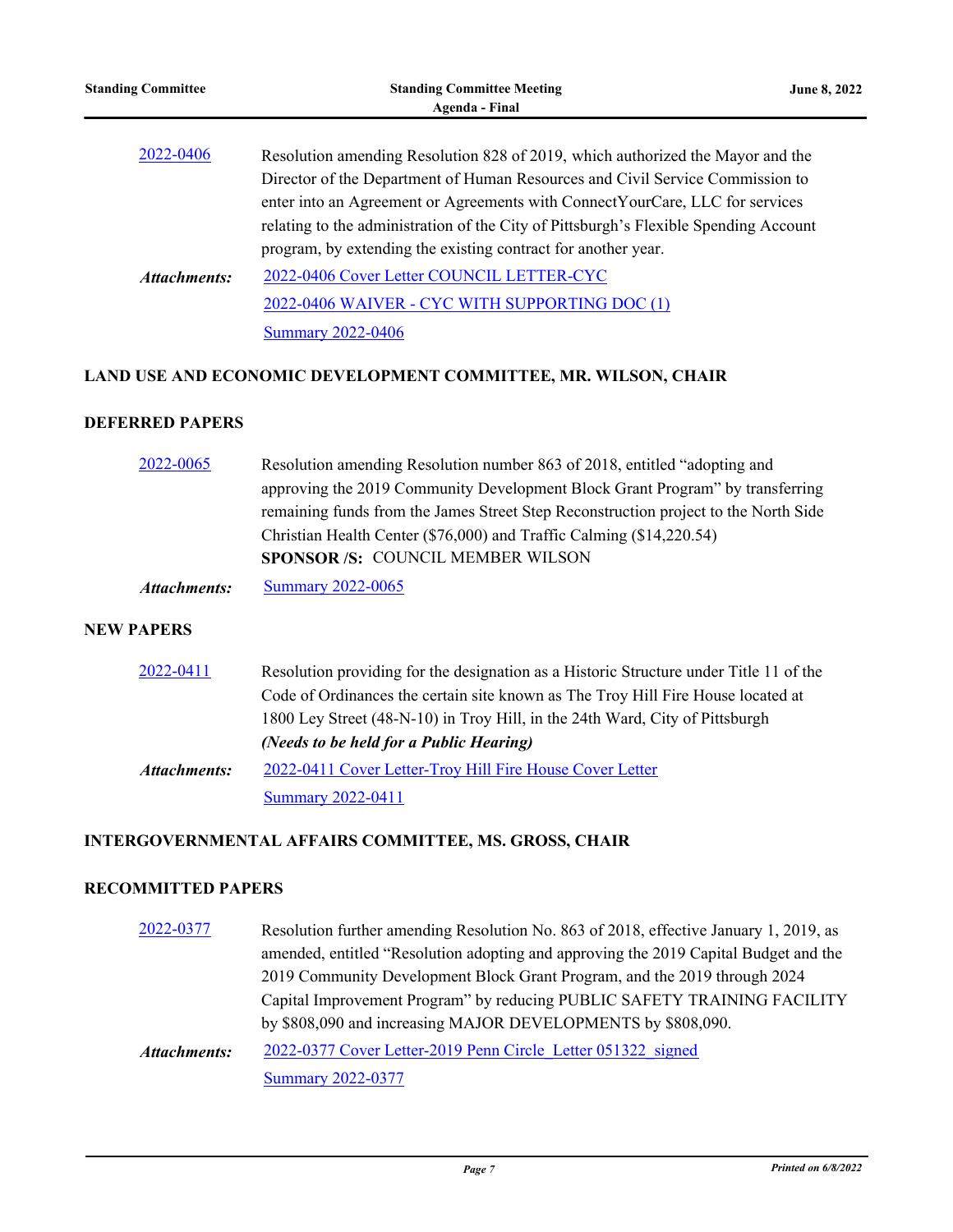2022-0406 Resolution amending Resolution 828 of 2019, which authorized the Mayor and the Director of the Department of Human Resources and Civil Service Commission to enter into an Agreement or Agreements with ConnectYourCare, LLC for services relating to the administration of the City of Pittsburgh's Flexible Spending Account program, by extending the existing contract for another year.

***Attachments:*** 2022-0406 Cover Letter COUNCIL LETTER-CYC
2022-0406 WAIVER - CYC WITH SUPPORTING DOC (1)
Summary 2022-0406

## LAND USE AND ECONOMIC DEVELOPMENT COMMITTEE, MR. WILSON, CHAIR

### DEFERRED PAPERS

2022-0065 Resolution amending Resolution number 863 of 2018, entitled "adopting and approving the 2019 Community Development Block Grant Program" by transferring remaining funds from the James Street Step Reconstruction project to the North Side Christian Health Center ($76,000) and Traffic Calming ($14,220.54)
**SPONSOR /S:** COUNCIL MEMBER WILSON

***Attachments:*** Summary 2022-0065

### NEW PAPERS

2022-0411 Resolution providing for the designation as a Historic Structure under Title 11 of the Code of Ordinances the certain site known as The Troy Hill Fire House located at 1800 Ley Street (48-N-10) in Troy Hill, in the 24th Ward, City of Pittsburgh
***(Needs to be held for a Public Hearing)***

***Attachments:*** 2022-0411 Cover Letter-Troy Hill Fire House Cover Letter
Summary 2022-0411

## INTERGOVERNMENTAL AFFAIRS COMMITTEE, MS. GROSS, CHAIR

### RECOMMITTED PAPERS

2022-0377 Resolution further amending Resolution No. 863 of 2018, effective January 1, 2019, as amended, entitled "Resolution adopting and approving the 2019 Capital Budget and the 2019 Community Development Block Grant Program, and the 2019 through 2024 Capital Improvement Program" by reducing PUBLIC SAFETY TRAINING FACILITY by $808,090 and increasing MAJOR DEVELOPMENTS by $808,090.

***Attachments:*** 2022-0377 Cover Letter-2019 Penn Circle_Letter 051322_signed
Summary 2022-0377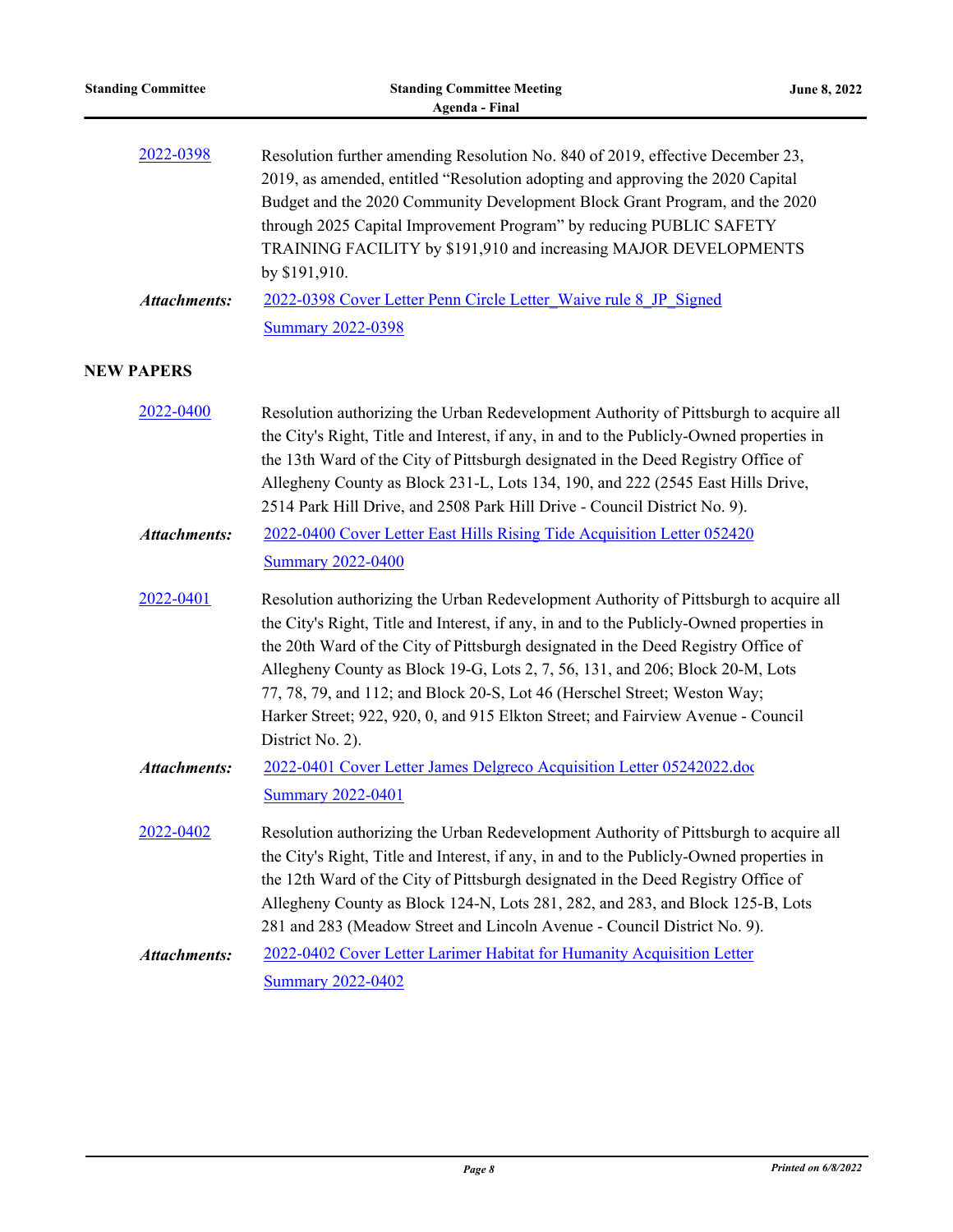2022-0398 Resolution further amending Resolution No. 840 of 2019, effective December 23, 2019, as amended, entitled “Resolution adopting and approving the 2020 Capital Budget and the 2020 Community Development Block Grant Program, and the 2020 through 2025 Capital Improvement Program” by reducing PUBLIC SAFETY TRAINING FACILITY by $191,910 and increasing MAJOR DEVELOPMENTS by $191,910.

***Attachments:*** 2022-0398 Cover Letter Penn Circle Letter_Waive rule 8_JP_Signed
Summary 2022-0398

## NEW PAPERS

2022-0400 Resolution authorizing the Urban Redevelopment Authority of Pittsburgh to acquire all the City's Right, Title and Interest, if any, in and to the Publicly-Owned properties in the 13th Ward of the City of Pittsburgh designated in the Deed Registry Office of Allegheny County as Block 231-L, Lots 134, 190, and 222 (2545 East Hills Drive, 2514 Park Hill Drive, and 2508 Park Hill Drive - Council District No. 9).

***Attachments:*** 2022-0400 Cover Letter East Hills Rising Tide Acquisition Letter 052420
Summary 2022-0400

2022-0401 Resolution authorizing the Urban Redevelopment Authority of Pittsburgh to acquire all the City's Right, Title and Interest, if any, in and to the Publicly-Owned properties in the 20th Ward of the City of Pittsburgh designated in the Deed Registry Office of Allegheny County as Block 19-G, Lots 2, 7, 56, 131, and 206; Block 20-M, Lots 77, 78, 79, and 112; and Block 20-S, Lot 46 (Herschel Street; Weston Way; Harker Street; 922, 920, 0, and 915 Elkton Street; and Fairview Avenue - Council District No. 2).

***Attachments:*** 2022-0401 Cover Letter James Delgreco Acquisition Letter 05242022.doc
Summary 2022-0401

2022-0402 Resolution authorizing the Urban Redevelopment Authority of Pittsburgh to acquire all the City's Right, Title and Interest, if any, in and to the Publicly-Owned properties in the 12th Ward of the City of Pittsburgh designated in the Deed Registry Office of Allegheny County as Block 124-N, Lots 281, 282, and 283, and Block 125-B, Lots 281 and 283 (Meadow Street and Lincoln Avenue - Council District No. 9).

***Attachments:*** 2022-0402 Cover Letter Larimer Habitat for Humanity Acquisition Letter
Summary 2022-0402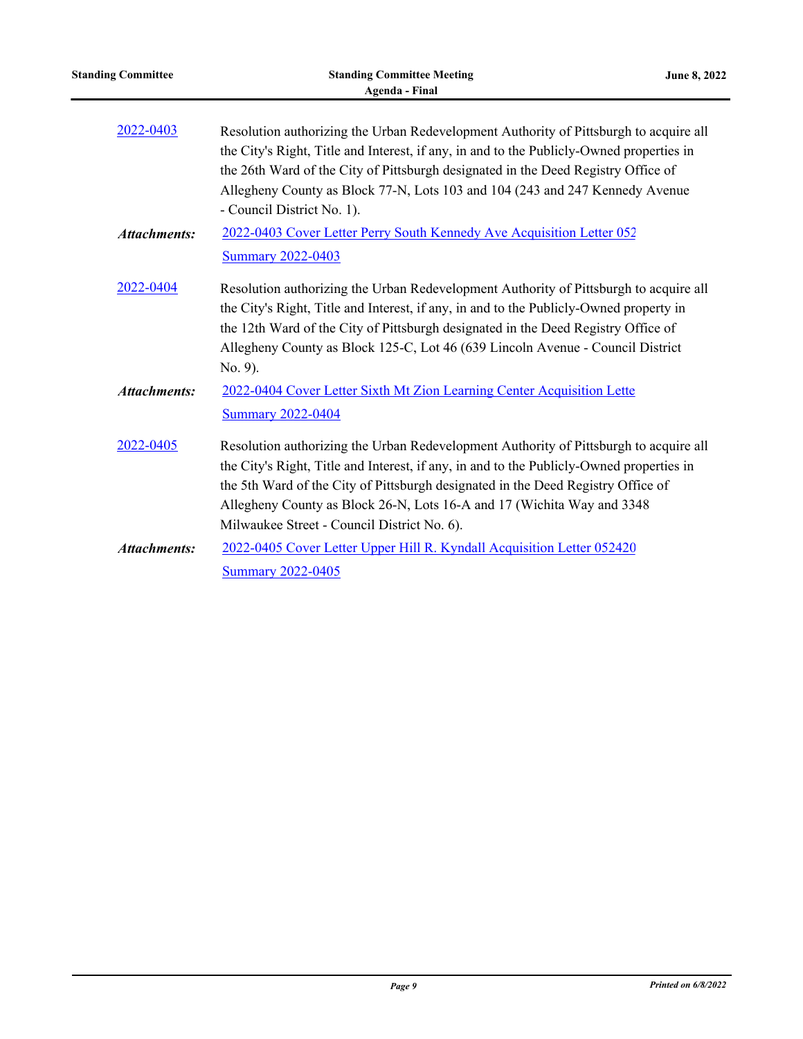2022-0403 Resolution authorizing the Urban Redevelopment Authority of Pittsburgh to acquire all the City's Right, Title and Interest, if any, in and to the Publicly-Owned properties in the 26th Ward of the City of Pittsburgh designated in the Deed Registry Office of Allegheny County as Block 77-N, Lots 103 and 104 (243 and 247 Kennedy Avenue - Council District No. 1).

***Attachments:*** 2022-0403 Cover Letter Perry South Kennedy Ave Acquisition Letter 052

Summary 2022-0403

2022-0404 Resolution authorizing the Urban Redevelopment Authority of Pittsburgh to acquire all the City's Right, Title and Interest, if any, in and to the Publicly-Owned property in the 12th Ward of the City of Pittsburgh designated in the Deed Registry Office of Allegheny County as Block 125-C, Lot 46 (639 Lincoln Avenue - Council District No. 9).

***Attachments:*** 2022-0404 Cover Letter Sixth Mt Zion Learning Center Acquisition Lette

Summary 2022-0404

2022-0405 Resolution authorizing the Urban Redevelopment Authority of Pittsburgh to acquire all the City's Right, Title and Interest, if any, in and to the Publicly-Owned properties in the 5th Ward of the City of Pittsburgh designated in the Deed Registry Office of Allegheny County as Block 26-N, Lots 16-A and 17 (Wichita Way and 3348 Milwaukee Street - Council District No. 6).

***Attachments:*** 2022-0405 Cover Letter Upper Hill R. Kyndall Acquisition Letter 052420

Summary 2022-0405